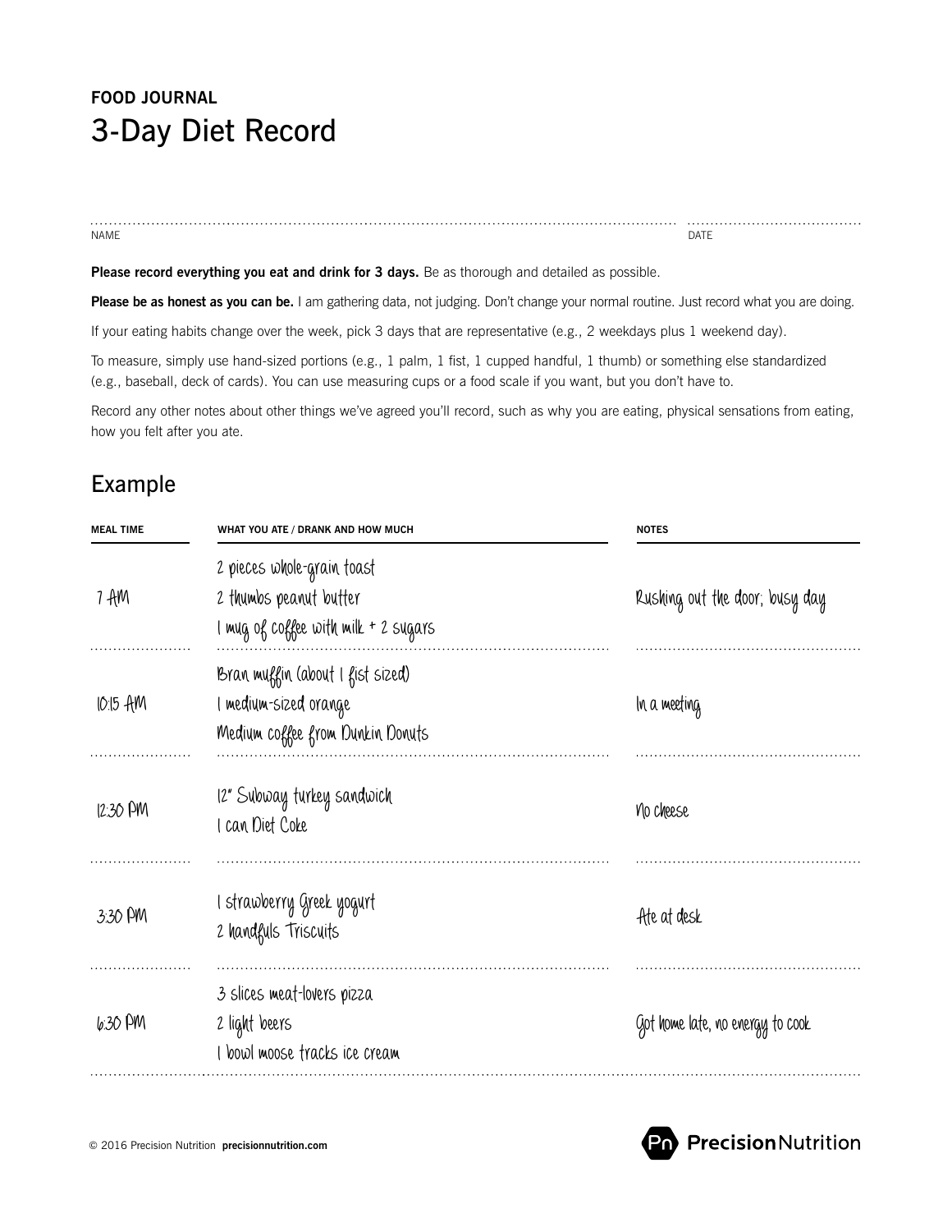**FOOD JOURNAL**

# 3-Day Diet Record

NAME ............................................ DATE ....................

**Please record everything you eat and drink for 3 days.** Be as thorough and detailed as possible.

**Please be as honest as you can be.** I am gathering data, not judging. Don't change your normal routine. Just record what you are doing.

If your eating habits change over the week, pick 3 days that are representative (e.g., 2 weekdays plus 1 weekend day).

To measure, simply use hand-sized portions (e.g., 1 palm, 1 fist, 1 cupped handful, 1 thumb) or something else standardized (e.g., baseball, deck of cards). You can use measuring cups or a food scale if you want, but you don't have to.

Record any other notes about other things we've agreed you'll record, such as why you are eating, physical sensations from eating, how you felt after you ate.

## Example

| MEAL TIME | WHAT YOU ATE / DRANK AND HOW MUCH | NOTES |
|---|---|---|
| 7 AM | 2 pieces whole-grain toast<br>2 thumbs peanut butter<br>1 mug of coffee with milk + 2 sugars | Rushing out the door; busy day |
| 10:15 AM | Bran muffin (about 1 fist sized)<br>1 medium-sized orange<br>Medium coffee from Dunkin Donuts | In a meeting |
| 12:30 PM | 12" Subway turkey sandwich<br>1 can Diet Coke | No cheese |
| 3:30 PM | 1 strawberry Greek yogurt<br>2 handfuls Triscuits | Ate at desk |
| 6:30 PM | 3 slices meat-lovers pizza<br>2 light beers<br>1 bowl moose tracks ice cream | Got home late, no energy to cook |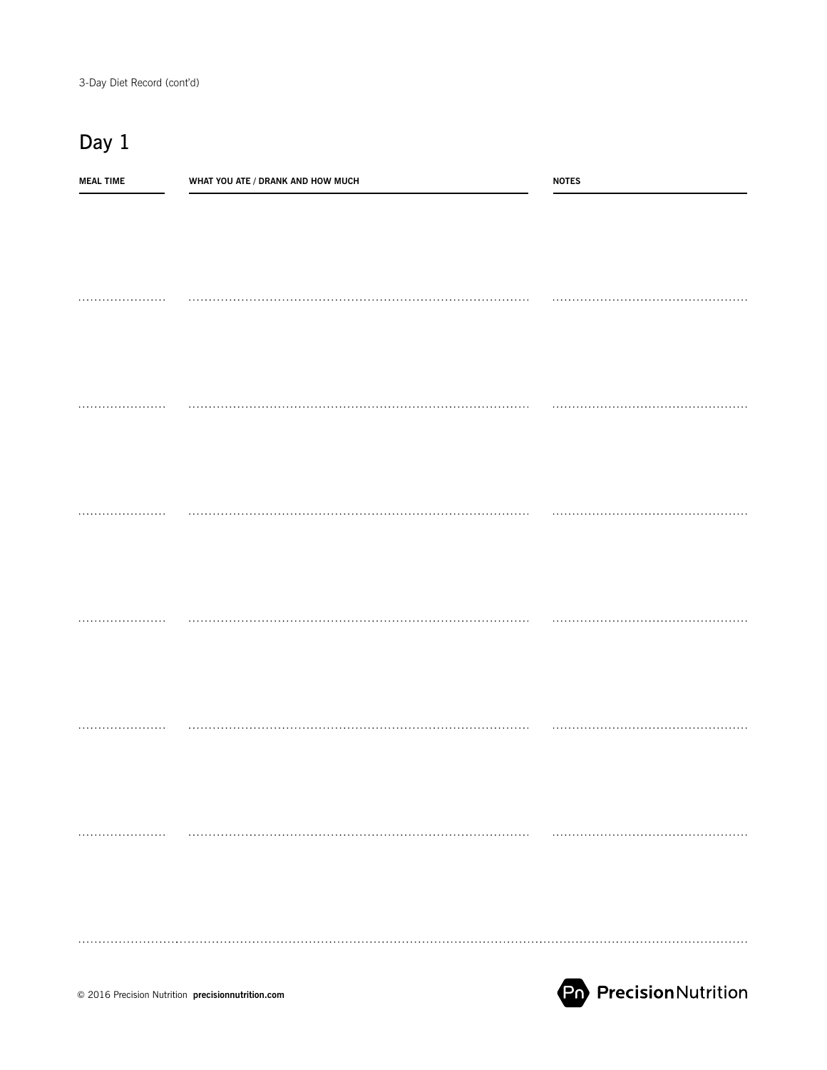## Day 1

| MEAL TIME | WHAT YOU ATE / DRANK AND HOW MUCH | NOTES |
| --- | --- | --- |
| | | |
| | | |
| | | |
| | | |
| | | |
| | | |
| | | |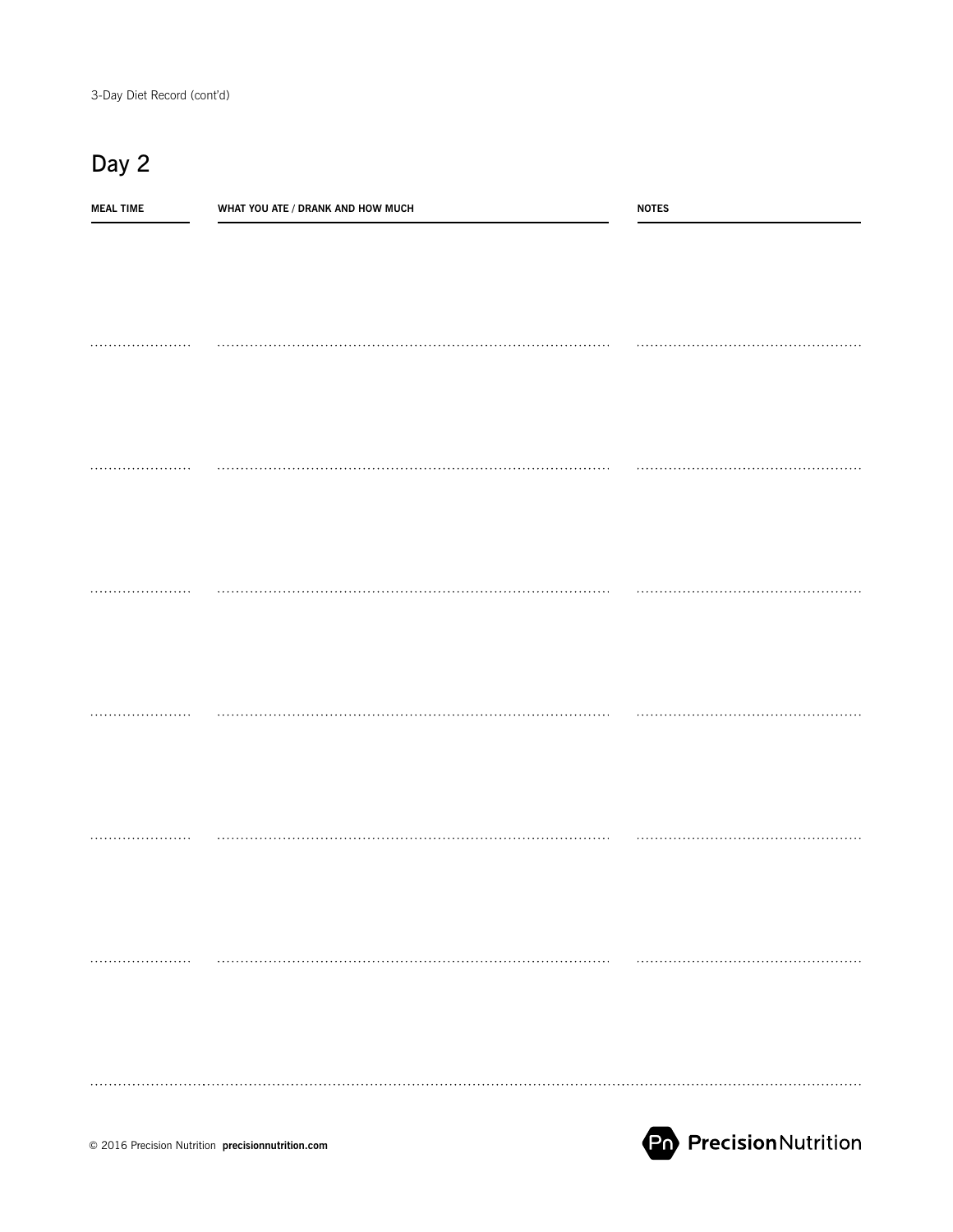3-Day Diet Record (cont'd)

## Day 2

| MEAL TIME | WHAT YOU ATE / DRANK AND HOW MUCH | NOTES |
| --- | --- | --- |
| | | |
| | | |
| | | |
| | | |
| | | |
| | | |
| | | |

© 2016 Precision Nutrition **precisionnutrition.com**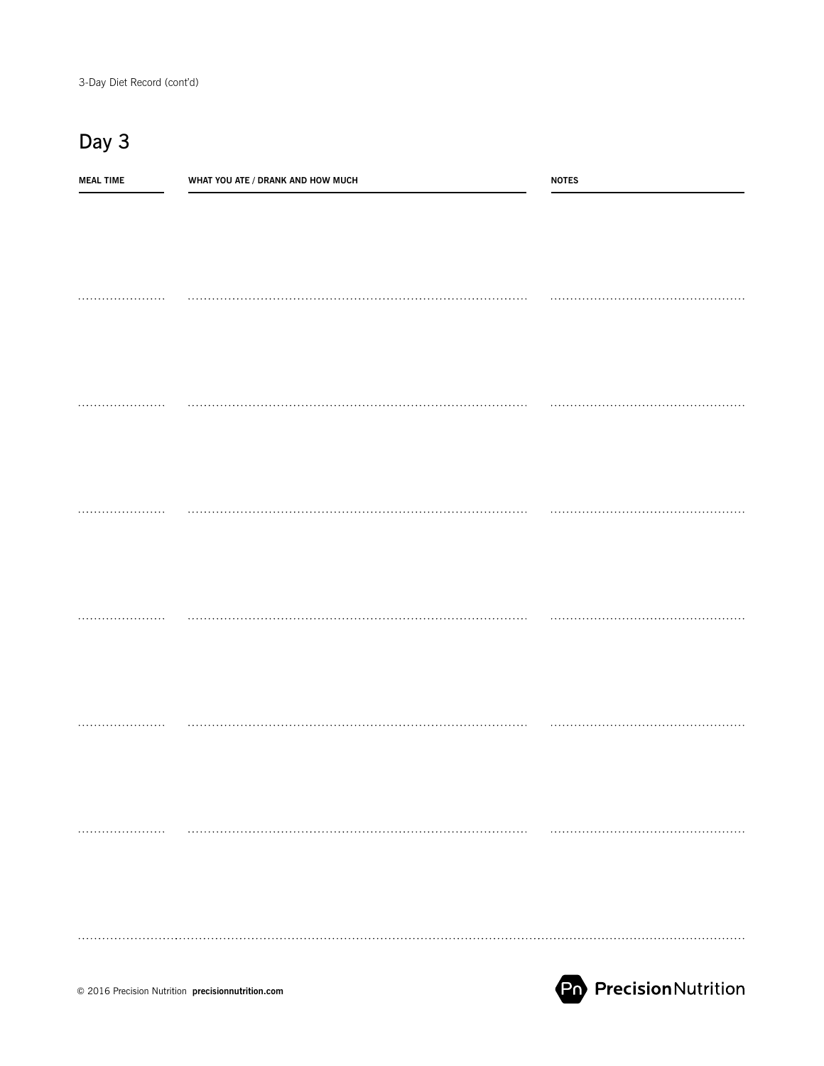## Day 3

| MEAL TIME | WHAT YOU ATE / DRANK AND HOW MUCH | NOTES |
| --- | --- | --- |
| | | |
| | | |
| | | |
| | | |
| | | |
| | | |
| | | |